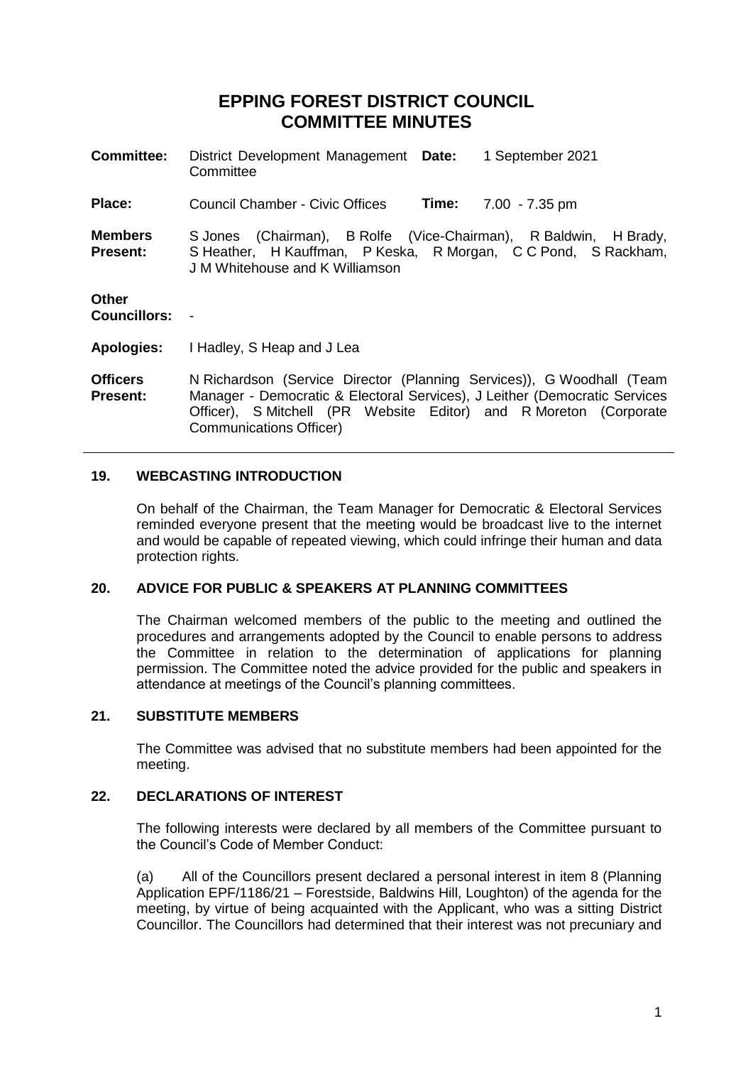# EPPING FOREST DISTRICT COUNCIL
# COMMITTEE MINUTES

| | | | |
|---|---|---|---|
| **Committee:** | District Development Management Committee | **Date:** | 1 September 2021 |
| **Place:** | Council Chamber - Civic Offices | **Time:** | 7.00 - 7.35 pm |

**Members Present:** S Jones (Chairman), B Rolfe (Vice-Chairman), R Baldwin, H Brady, S Heather, H Kauffman, P Keska, R Morgan, C C Pond, S Rackham, J M Whitehouse and K Williamson

**Other Councillors:** -

**Apologies:** I Hadley, S Heap and J Lea

**Officers Present:** N Richardson (Service Director (Planning Services)), G Woodhall (Team Manager - Democratic & Electoral Services), J Leither (Democratic Services Officer), S Mitchell (PR Website Editor) and R Moreton (Corporate Communications Officer)

---

## 19. WEBCASTING INTRODUCTION

On behalf of the Chairman, the Team Manager for Democratic & Electoral Services reminded everyone present that the meeting would be broadcast live to the internet and would be capable of repeated viewing, which could infringe their human and data protection rights.

## 20. ADVICE FOR PUBLIC & SPEAKERS AT PLANNING COMMITTEES

The Chairman welcomed members of the public to the meeting and outlined the procedures and arrangements adopted by the Council to enable persons to address the Committee in relation to the determination of applications for planning permission. The Committee noted the advice provided for the public and speakers in attendance at meetings of the Council's planning committees.

## 21. SUBSTITUTE MEMBERS

The Committee was advised that no substitute members had been appointed for the meeting.

## 22. DECLARATIONS OF INTEREST

The following interests were declared by all members of the Committee pursuant to the Council's Code of Member Conduct:

(a) All of the Councillors present declared a personal interest in item 8 (Planning Application EPF/1186/21 – Forestside, Baldwins Hill, Loughton) of the agenda for the meeting, by virtue of being acquainted with the Applicant, who was a sitting District Councillor. The Councillors had determined that their interest was not precuniary and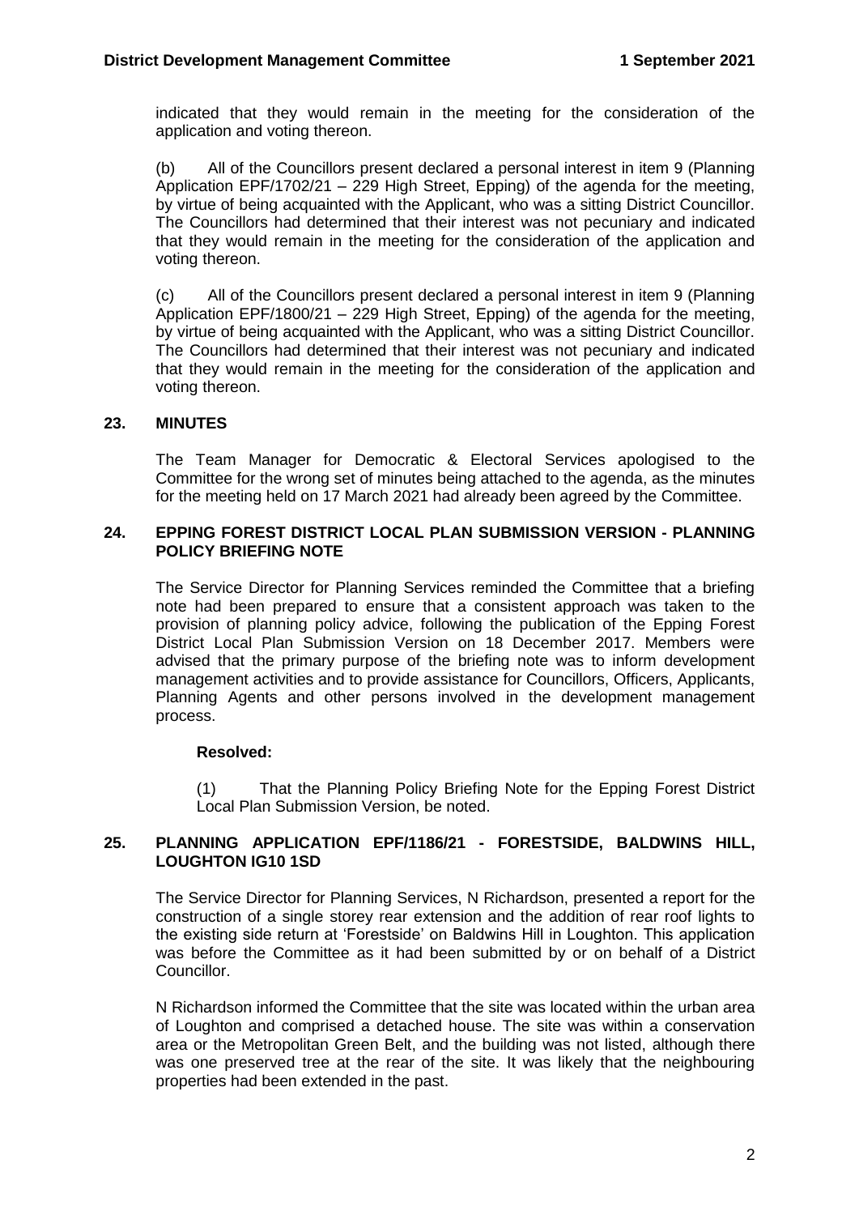indicated that they would remain in the meeting for the consideration of the application and voting thereon.

(b) All of the Councillors present declared a personal interest in item 9 (Planning Application EPF/1702/21 – 229 High Street, Epping) of the agenda for the meeting, by virtue of being acquainted with the Applicant, who was a sitting District Councillor. The Councillors had determined that their interest was not pecuniary and indicated that they would remain in the meeting for the consideration of the application and voting thereon.

(c) All of the Councillors present declared a personal interest in item 9 (Planning Application EPF/1800/21 – 229 High Street, Epping) of the agenda for the meeting, by virtue of being acquainted with the Applicant, who was a sitting District Councillor. The Councillors had determined that their interest was not pecuniary and indicated that they would remain in the meeting for the consideration of the application and voting thereon.

## 23. MINUTES

The Team Manager for Democratic & Electoral Services apologised to the Committee for the wrong set of minutes being attached to the agenda, as the minutes for the meeting held on 17 March 2021 had already been agreed by the Committee.

## 24. EPPING FOREST DISTRICT LOCAL PLAN SUBMISSION VERSION - PLANNING POLICY BRIEFING NOTE

The Service Director for Planning Services reminded the Committee that a briefing note had been prepared to ensure that a consistent approach was taken to the provision of planning policy advice, following the publication of the Epping Forest District Local Plan Submission Version on 18 December 2017. Members were advised that the primary purpose of the briefing note was to inform development management activities and to provide assistance for Councillors, Officers, Applicants, Planning Agents and other persons involved in the development management process.

**Resolved:**

(1) That the Planning Policy Briefing Note for the Epping Forest District Local Plan Submission Version, be noted.

## 25. PLANNING APPLICATION EPF/1186/21 - FORESTSIDE, BALDWINS HILL, LOUGHTON IG10 1SD

The Service Director for Planning Services, N Richardson, presented a report for the construction of a single storey rear extension and the addition of rear roof lights to the existing side return at 'Forestside' on Baldwins Hill in Loughton. This application was before the Committee as it had been submitted by or on behalf of a District Councillor.

N Richardson informed the Committee that the site was located within the urban area of Loughton and comprised a detached house. The site was within a conservation area or the Metropolitan Green Belt, and the building was not listed, although there was one preserved tree at the rear of the site. It was likely that the neighbouring properties had been extended in the past.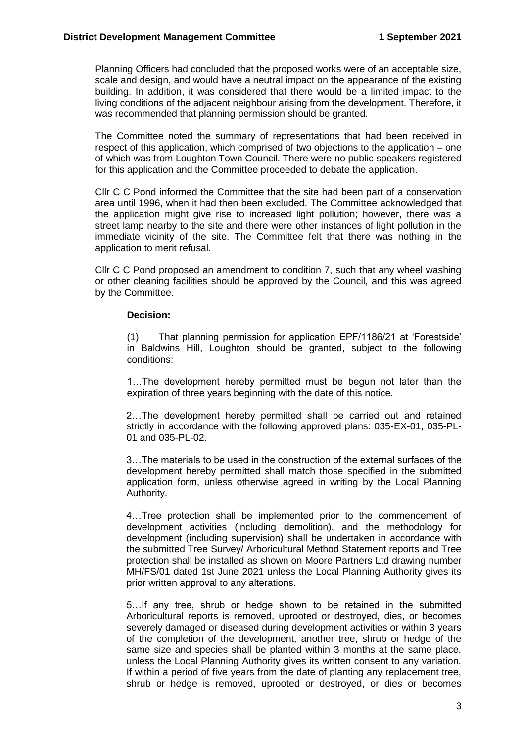Planning Officers had concluded that the proposed works were of an acceptable size, scale and design, and would have a neutral impact on the appearance of the existing building. In addition, it was considered that there would be a limited impact to the living conditions of the adjacent neighbour arising from the development. Therefore, it was recommended that planning permission should be granted.

The Committee noted the summary of representations that had been received in respect of this application, which comprised of two objections to the application – one of which was from Loughton Town Council. There were no public speakers registered for this application and the Committee proceeded to debate the application.

Cllr C C Pond informed the Committee that the site had been part of a conservation area until 1996, when it had then been excluded. The Committee acknowledged that the application might give rise to increased light pollution; however, there was a street lamp nearby to the site and there were other instances of light pollution in the immediate vicinity of the site. The Committee felt that there was nothing in the application to merit refusal.

Cllr C C Pond proposed an amendment to condition 7, such that any wheel washing or other cleaning facilities should be approved by the Council, and this was agreed by the Committee.

**Decision:**

(1) That planning permission for application EPF/1186/21 at 'Forestside' in Baldwins Hill, Loughton should be granted, subject to the following conditions:

1…The development hereby permitted must be begun not later than the expiration of three years beginning with the date of this notice.

2…The development hereby permitted shall be carried out and retained strictly in accordance with the following approved plans: 035-EX-01, 035-PL-01 and 035-PL-02.

3…The materials to be used in the construction of the external surfaces of the development hereby permitted shall match those specified in the submitted application form, unless otherwise agreed in writing by the Local Planning Authority.

4…Tree protection shall be implemented prior to the commencement of development activities (including demolition), and the methodology for development (including supervision) shall be undertaken in accordance with the submitted Tree Survey/ Arboricultural Method Statement reports and Tree protection shall be installed as shown on Moore Partners Ltd drawing number MH/FS/01 dated 1st June 2021 unless the Local Planning Authority gives its prior written approval to any alterations.

5…If any tree, shrub or hedge shown to be retained in the submitted Arboricultural reports is removed, uprooted or destroyed, dies, or becomes severely damaged or diseased during development activities or within 3 years of the completion of the development, another tree, shrub or hedge of the same size and species shall be planted within 3 months at the same place, unless the Local Planning Authority gives its written consent to any variation. If within a period of five years from the date of planting any replacement tree, shrub or hedge is removed, uprooted or destroyed, or dies or becomes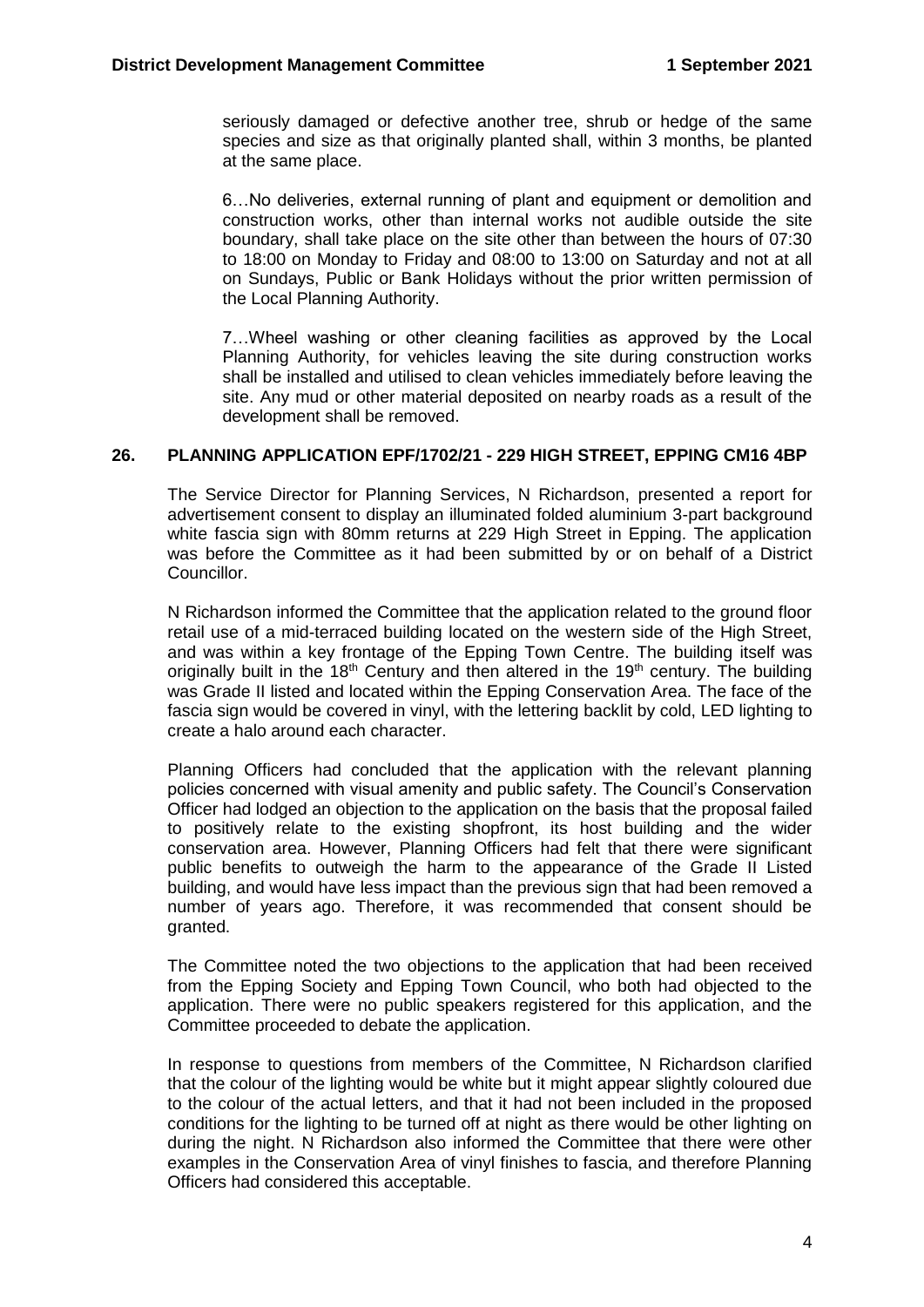seriously damaged or defective another tree, shrub or hedge of the same species and size as that originally planted shall, within 3 months, be planted at the same place.

6…No deliveries, external running of plant and equipment or demolition and construction works, other than internal works not audible outside the site boundary, shall take place on the site other than between the hours of 07:30 to 18:00 on Monday to Friday and 08:00 to 13:00 on Saturday and not at all on Sundays, Public or Bank Holidays without the prior written permission of the Local Planning Authority.

7…Wheel washing or other cleaning facilities as approved by the Local Planning Authority, for vehicles leaving the site during construction works shall be installed and utilised to clean vehicles immediately before leaving the site. Any mud or other material deposited on nearby roads as a result of the development shall be removed.

## 26. PLANNING APPLICATION EPF/1702/21 - 229 HIGH STREET, EPPING CM16 4BP

The Service Director for Planning Services, N Richardson, presented a report for advertisement consent to display an illuminated folded aluminium 3-part background white fascia sign with 80mm returns at 229 High Street in Epping. The application was before the Committee as it had been submitted by or on behalf of a District Councillor.

N Richardson informed the Committee that the application related to the ground floor retail use of a mid-terraced building located on the western side of the High Street, and was within a key frontage of the Epping Town Centre. The building itself was originally built in the 18th Century and then altered in the 19th century. The building was Grade II listed and located within the Epping Conservation Area. The face of the fascia sign would be covered in vinyl, with the lettering backlit by cold, LED lighting to create a halo around each character.

Planning Officers had concluded that the application with the relevant planning policies concerned with visual amenity and public safety. The Council's Conservation Officer had lodged an objection to the application on the basis that the proposal failed to positively relate to the existing shopfront, its host building and the wider conservation area. However, Planning Officers had felt that there were significant public benefits to outweigh the harm to the appearance of the Grade II Listed building, and would have less impact than the previous sign that had been removed a number of years ago. Therefore, it was recommended that consent should be granted.

The Committee noted the two objections to the application that had been received from the Epping Society and Epping Town Council, who both had objected to the application. There were no public speakers registered for this application, and the Committee proceeded to debate the application.

In response to questions from members of the Committee, N Richardson clarified that the colour of the lighting would be white but it might appear slightly coloured due to the colour of the actual letters, and that it had not been included in the proposed conditions for the lighting to be turned off at night as there would be other lighting on during the night. N Richardson also informed the Committee that there were other examples in the Conservation Area of vinyl finishes to fascia, and therefore Planning Officers had considered this acceptable.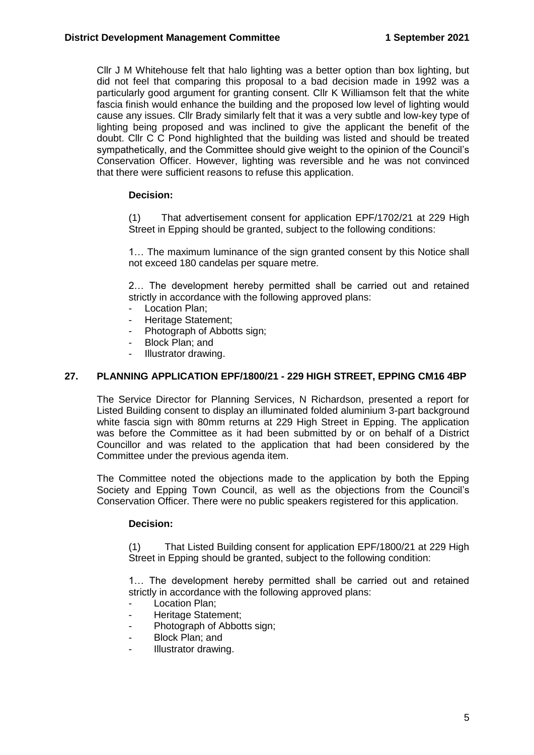Cllr J M Whitehouse felt that halo lighting was a better option than box lighting, but did not feel that comparing this proposal to a bad decision made in 1992 was a particularly good argument for granting consent. Cllr K Williamson felt that the white fascia finish would enhance the building and the proposed low level of lighting would cause any issues. Cllr Brady similarly felt that it was a very subtle and low-key type of lighting being proposed and was inclined to give the applicant the benefit of the doubt. Cllr C C Pond highlighted that the building was listed and should be treated sympathetically, and the Committee should give weight to the opinion of the Council's Conservation Officer. However, lighting was reversible and he was not convinced that there were sufficient reasons to refuse this application.

**Decision:**

(1) That advertisement consent for application EPF/1702/21 at 229 High Street in Epping should be granted, subject to the following conditions:

1… The maximum luminance of the sign granted consent by this Notice shall not exceed 180 candelas per square metre.

2… The development hereby permitted shall be carried out and retained strictly in accordance with the following approved plans:

- Location Plan;
- Heritage Statement;
- Photograph of Abbotts sign;
- Block Plan; and
- Illustrator drawing.

## 27. PLANNING APPLICATION EPF/1800/21 - 229 HIGH STREET, EPPING CM16 4BP

The Service Director for Planning Services, N Richardson, presented a report for Listed Building consent to display an illuminated folded aluminium 3-part background white fascia sign with 80mm returns at 229 High Street in Epping. The application was before the Committee as it had been submitted by or on behalf of a District Councillor and was related to the application that had been considered by the Committee under the previous agenda item.

The Committee noted the objections made to the application by both the Epping Society and Epping Town Council, as well as the objections from the Council's Conservation Officer. There were no public speakers registered for this application.

**Decision:**

(1) That Listed Building consent for application EPF/1800/21 at 229 High Street in Epping should be granted, subject to the following condition:

1… The development hereby permitted shall be carried out and retained strictly in accordance with the following approved plans:

- Location Plan;
- Heritage Statement;
- Photograph of Abbotts sign;
- Block Plan; and
- Illustrator drawing.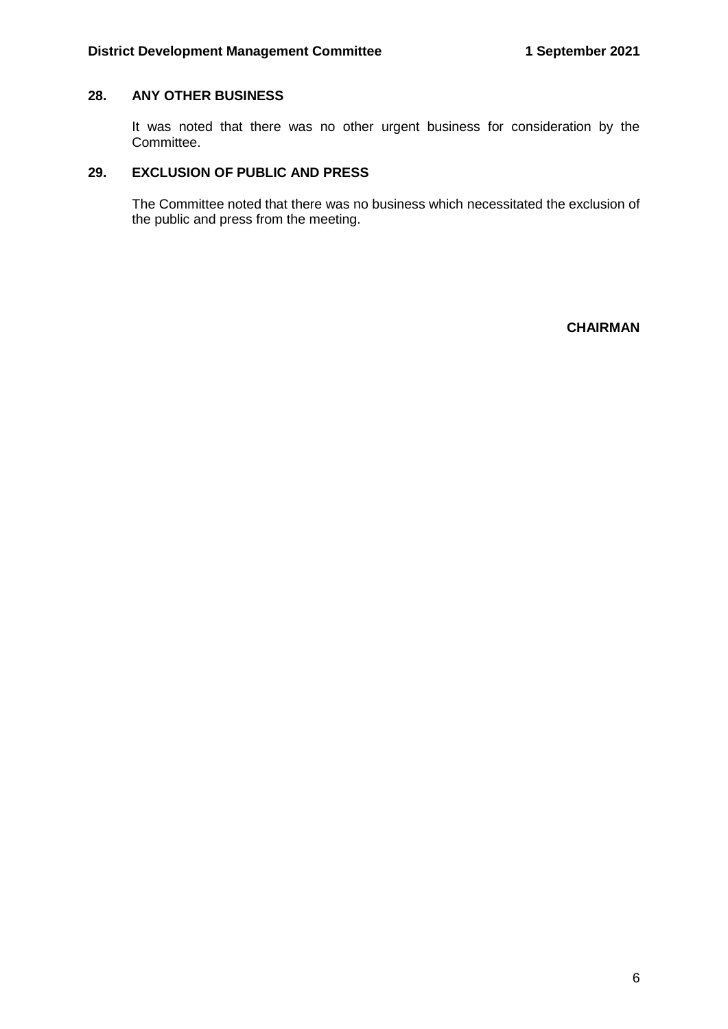## 28. ANY OTHER BUSINESS

It was noted that there was no other urgent business for consideration by the Committee.

## 29. EXCLUSION OF PUBLIC AND PRESS

The Committee noted that there was no business which necessitated the exclusion of the public and press from the meeting.

**CHAIRMAN**